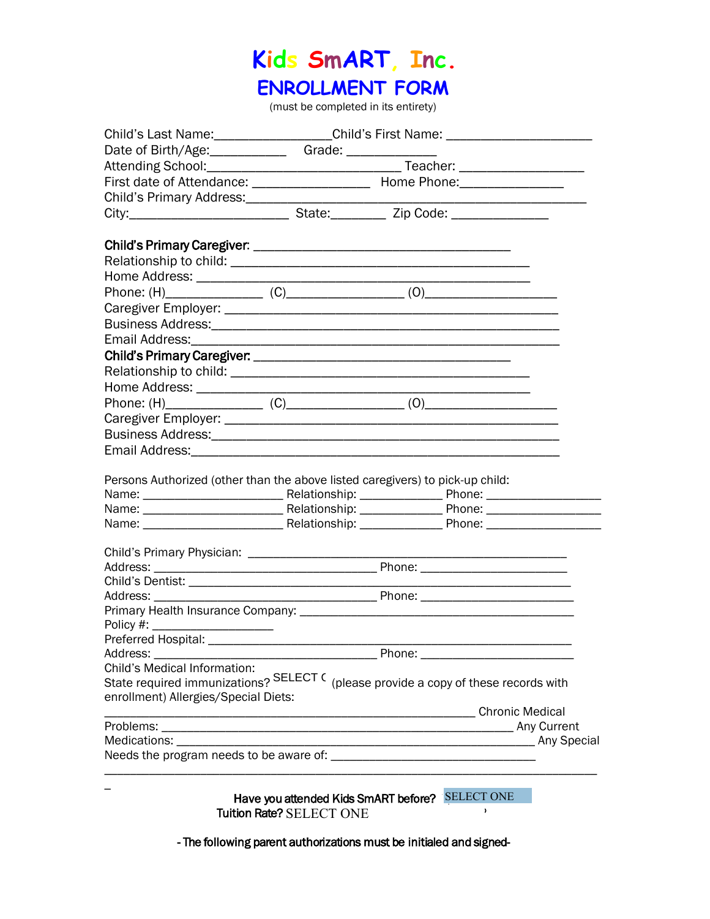# Kids SmART, Inc.

## ENROLLMENT FORM

(must be completed in its entirety)

Child's Last Name:_________________Child's First Name: ______________________
Date of Birth/Age:____________ Grade: ______________
Attending School:____________________________ Teacher: ___________________
First date of Attendance: _________________ Home Phone:_______________
Child's Primary Address:_______________________________________________
City:________________________ State:________ Zip Code: ______________

**Child's Primary Caregiver:** ______________________________________
Relationship to child: _____________________________________________
Home Address: __________________________________________________
Phone: (H)______________ (C)_________________ (O)__________________
Caregiver Employer: _______________________________________________
Business Address:__________________________________________________
Email Address:____________________________________________________

**Child's Primary Caregiver:** ______________________________________
Relationship to child: _____________________________________________
Home Address: __________________________________________________
Phone: (H)______________ (C)_________________ (O)__________________
Caregiver Employer: _______________________________________________
Business Address:__________________________________________________
Email Address:____________________________________________________

Persons Authorized (other than the above listed caregivers) to pick-up child:
Name: _____________________ Relationship: ____________ Phone: _________________
Name: _____________________ Relationship: ____________ Phone: _________________
Name: _____________________ Relationship: ____________ Phone: _________________

Child's Primary Physician: _______________________________________________
Address: _________________________________ Phone: ______________________
Child's Dentist: _________________________________________________________
Address: _________________________________ Phone: ______________________
Primary Health Insurance Company: ________________________________________
Policy #: __________________
Preferred Hospital: _______________________________________________________
Address: _________________________________ Phone: ______________________
Child's Medical Information:
State required immunizations? SELECT ( (please provide a copy of these records with enrollment) Allergies/Special Diets:
_______________________________________________________ Chronic Medical
Problems: ___________________________________________________ Any Current
Medications: _________________________________________________ Any Special
Needs the program needs to be aware of: _______________________________
___________________________________________________________________________
_

**Have you attended Kids SmART before?** SELECT ONE
**Tuition Rate?** SELECT ONE

**- The following parent authorizations must be initialed and signed-**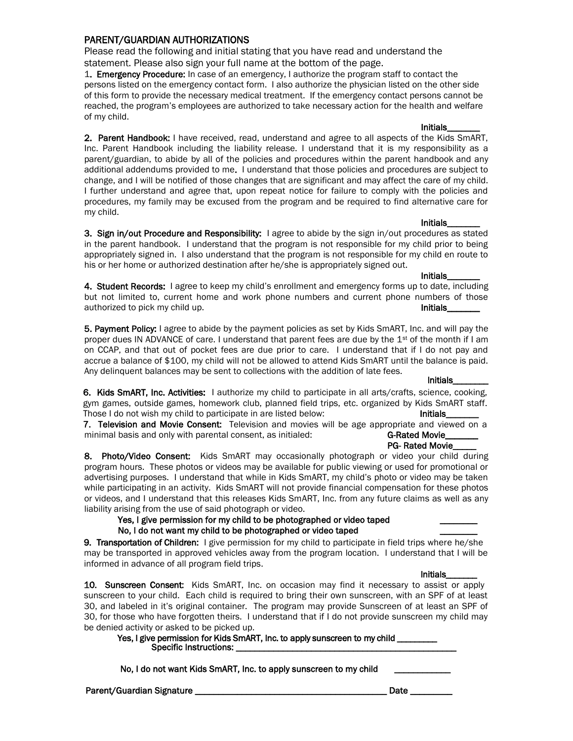## PARENT/GUARDIAN AUTHORIZATIONS

Please read the following and initial stating that you have read and understand the statement. Please also sign your full name at the bottom of the page.

1. **Emergency Procedure:** In case of an emergency, I authorize the program staff to contact the persons listed on the emergency contact form. I also authorize the physician listed on the other side of this form to provide the necessary medical treatment. If the emergency contact persons cannot be reached, the program's employees are authorized to take necessary action for the health and welfare of my child.

**Initials_______**

2. **Parent Handbook:** I have received, read, understand and agree to all aspects of the Kids SmART, Inc. Parent Handbook including the liability release. I understand that it is my responsibility as a parent/guardian, to abide by all of the policies and procedures within the parent handbook and any additional addendums provided to me. I understand that those policies and procedures are subject to change, and I will be notified of those changes that are significant and may affect the care of my child. I further understand and agree that, upon repeat notice for failure to comply with the policies and procedures, my family may be excused from the program and be required to find alternative care for my child.

**Initials_______**

3. **Sign in/out Procedure and Responsibility:** I agree to abide by the sign in/out procedures as stated in the parent handbook. I understand that the program is not responsible for my child prior to being appropriately signed in. I also understand that the program is not responsible for my child en route to his or her home or authorized destination after he/she is appropriately signed out.

**Initials_______**

4. **Student Records:** I agree to keep my child's enrollment and emergency forms up to date, including but not limited to, current home and work phone numbers and current phone numbers of those authorized to pick my child up. **Initials_______**

5. **Payment Policy:** I agree to abide by the payment policies as set by Kids SmART, Inc. and will pay the proper dues IN ADVANCE of care. I understand that parent fees are due by the 1st of the month if I am on CCAP, and that out of pocket fees are due prior to care. I understand that if I do not pay and accrue a balance of $100, my child will not be allowed to attend Kids SmART until the balance is paid. Any delinquent balances may be sent to collections with the addition of late fees.

**Initials________**

6. **Kids SmART, Inc. Activities:** I authorize my child to participate in all arts/crafts, science, cooking, gym games, outside games, homework club, planned field trips, etc. organized by Kids SmART staff. Those I do not wish my child to participate in are listed below: **Initials_______**

7. **Television and Movie Consent:** Television and movies will be age appropriate and viewed on a minimal basis and only with parental consent, as initialed: **G-Rated Movie_______**

**PG- Rated Movie_____**

8. **Photo/Video Consent:** Kids SmART may occasionally photograph or video your child during program hours. These photos or videos may be available for public viewing or used for promotional or advertising purposes. I understand that while in Kids SmART, my child's photo or video may be taken while participating in an activity. Kids SmART will not provide financial compensation for these photos or videos, and I understand that this releases Kids SmART, Inc. from any future claims as well as any liability arising from the use of said photograph or video.

**Yes, I give permission for my child to be photographed or video taped ________**

**No, I do not want my child to be photographed or video taped ________**

9. **Transportation of Children:** I give permission for my child to participate in field trips where he/she may be transported in approved vehicles away from the program location. I understand that I will be informed in advance of all program field trips.

**Initials_______**

10. **Sunscreen Consent:** Kids SmART, Inc. on occasion may find it necessary to assist or apply sunscreen to your child. Each child is required to bring their own sunscreen, with an SPF of at least 30, and labeled in it's original container. The program may provide Sunscreen of at least an SPF of 30, for those who have forgotten theirs. I understand that if I do not provide sunscreen my child may be denied activity or asked to be picked up.

**Yes, I give permission for Kids SmART, Inc. to apply sunscreen to my child ________**

**Specific Instructions: ________________________________________________**

**No, I do not want Kids SmART, Inc. to apply sunscreen to my child ____________**

**Parent/Guardian Signature ________________________________________ Date _________**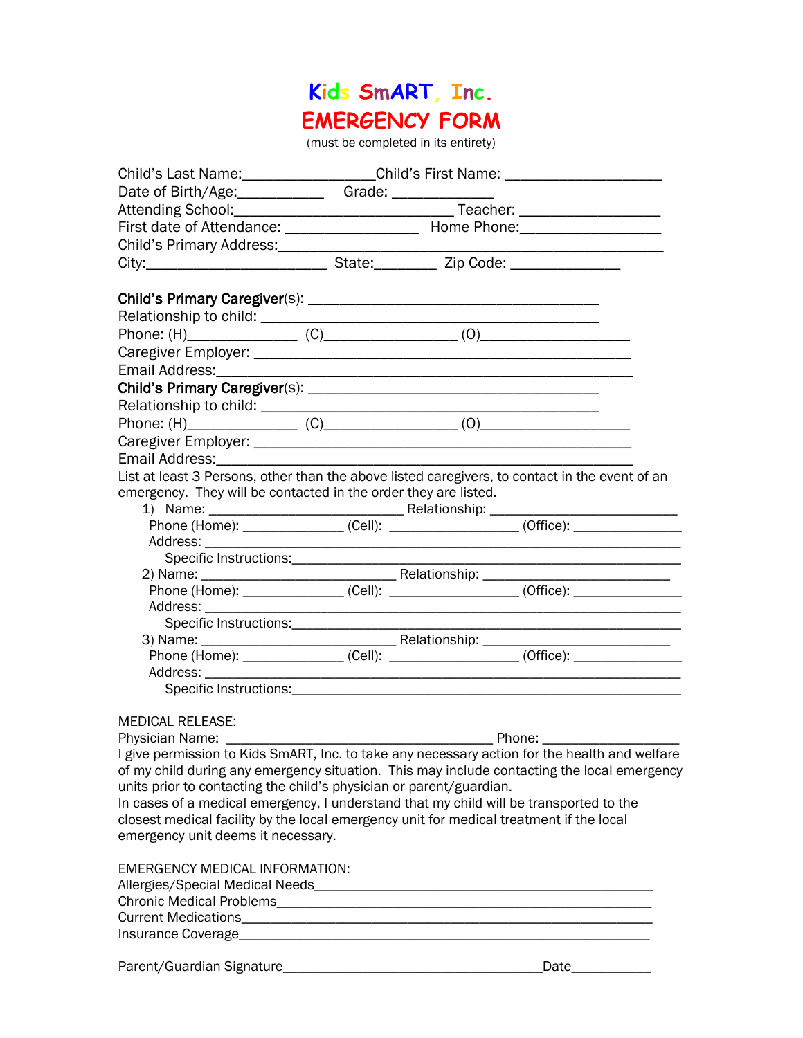# Kids SmART, Inc.

# EMERGENCY FORM

(must be completed in its entirety)

Child's Last Name:_________________Child's First Name: ____________________
Date of Birth/Age:___________ Grade: _____________
Attending School:____________________________ Teacher: __________________
First date of Attendance: _________________ Home Phone:_________________
Child's Primary Address:_____________________________________________
City:_______________________ State:________ Zip Code: ______________

**Child's Primary Caregiver**(s): ______________________________________
Relationship to child: ____________________________________________
Phone: (H)______________ (C)________________ (O)___________________
Caregiver Employer: _______________________________________________
Email Address:____________________________________________________
**Child's Primary Caregiver**(s): ______________________________________
Relationship to child: ____________________________________________
Phone: (H)______________ (C)________________ (O)___________________
Caregiver Employer: _______________________________________________
Email Address:____________________________________________________

List at least 3 Persons, other than the above listed caregivers, to contact in the event of an emergency. They will be contacted in the order they are listed.

1) Name: _________________________ Relationship: _______________________
Phone (Home): _____________ (Cell): _________________ (Office): ______________
Address: _____________________________________________________________
Specific Instructions:__________________________________________________

2) Name: _________________________ Relationship: _______________________
Phone (Home): _____________ (Cell): _________________ (Office): ______________
Address: _____________________________________________________________
Specific Instructions:__________________________________________________

3) Name: _________________________ Relationship: _______________________
Phone (Home): _____________ (Cell): _________________ (Office): ______________
Address: _____________________________________________________________
Specific Instructions:__________________________________________________

MEDICAL RELEASE:
Physician Name: __________________________________ Phone: __________________
I give permission to Kids SmART, Inc. to take any necessary action for the health and welfare of my child during any emergency situation. This may include contacting the local emergency units prior to contacting the child's physician or parent/guardian.
In cases of a medical emergency, I understand that my child will be transported to the closest medical facility by the local emergency unit for medical treatment if the local emergency unit deems it necessary.

EMERGENCY MEDICAL INFORMATION:
Allergies/Special Medical Needs____________________________________________
Chronic Medical Problems_________________________________________________
Current Medications______________________________________________________
Insurance Coverage______________________________________________________

Parent/Guardian Signature__________________________________Date___________